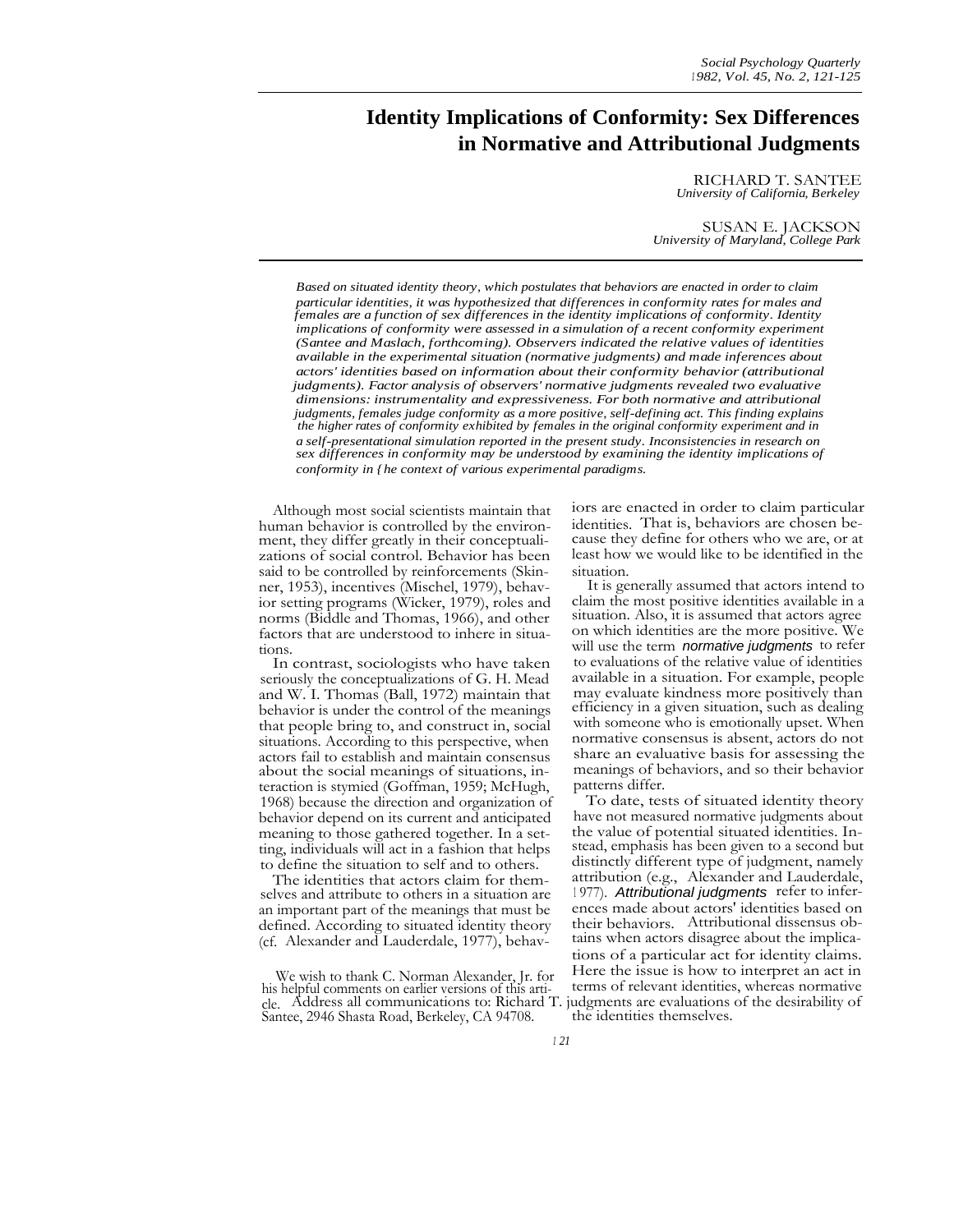# Identity Implications of Conformity: Sex Differences in Normative and Attributional Judgments

RICHARD T. SANTEE
*University of California, Berkeley*

SUSAN E. JACKSON
*University of Maryland, College Park*

*Based on situated identity theory, which postulates that behaviors are enacted in order to claim particular identities, it was hypothesized that differences in conformity rates for males and females are a function of sex differences in the identity implications of conformity. Identity implications of conformity were assessed in a simulation of a recent conformity experiment (Santee and Maslach, forthcoming). Observers indicated the relative values of identities available in the experimental situation (normative judgments) and made inferences about actors' identities based on information about their conformity behavior (attributional judgments). Factor analysis of observers' normative judgments revealed two evaluative dimensions: instrumentality and expressiveness. For both normative and attributional judgments, females judge conformity as a more positive, self-defining act. This finding explains the higher rates of conformity exhibited by females in the original conformity experiment and in a self-presentational simulation reported in the present study. Inconsistencies in research on sex differences in conformity may be understood by examining the identity implications of conformity in the context of various experimental paradigms.*

Although most social scientists maintain that human behavior is controlled by the environment, they differ greatly in their conceptualizations of social control. Behavior has been said to be controlled by reinforcements (Skinner, 1953), incentives (Mischel, 1979), behavior setting programs (Wicker, 1979), roles and norms (Biddle and Thomas, 1966), and other factors that are understood to inhere in situations.

In contrast, sociologists who have taken seriously the conceptualizations of G. H. Mead and W. I. Thomas (Ball, 1972) maintain that behavior is under the control of the meanings that people bring to, and construct in, social situations. According to this perspective, when actors fail to establish and maintain consensus about the social meanings of situations, interaction is stymied (Goffman, 1959; McHugh, 1968) because the direction and organization of behavior depend on its current and anticipated meaning to those gathered together. In a setting, individuals will act in a fashion that helps to define the situation to self and to others.

The identities that actors claim for themselves and attribute to others in a situation are an important part of the meanings that must be defined. According to situated identity theory (cf. Alexander and Lauderdale, 1977), behaviors are enacted in order to claim particular identities. That is, behaviors are chosen because they define for others who we are, or at least how we would like to be identified in the situation.

It is generally assumed that actors intend to claim the most positive identities available in a situation. Also, it is assumed that actors agree on which identities are the more positive. We will use the term *normative judgments* to refer to evaluations of the relative value of identities available in a situation. For example, people may evaluate kindness more positively than efficiency in a given situation, such as dealing with someone who is emotionally upset. When normative consensus is absent, actors do not share an evaluative basis for assessing the meanings of behaviors, and so their behavior patterns differ.

To date, tests of situated identity theory have not measured normative judgments about the value of potential situated identities. Instead, emphasis has been given to a second but distinctly different type of judgment, namely attribution (e.g., Alexander and Lauderdale, 1977). *Attributional judgments* refer to inferences made about actors' identities based on their behaviors. Attributional dissensus obtains when actors disagree about the implications of a particular act for identity claims. Here the issue is how to interpret an act in terms of relevant identities, whereas normative judgments are evaluations of the desirability of the identities themselves.

We wish to thank C. Norman Alexander, Jr. for his helpful comments on earlier versions of this article. Address all communications to: Richard T. Santee, 2946 Shasta Road, Berkeley, CA 94708.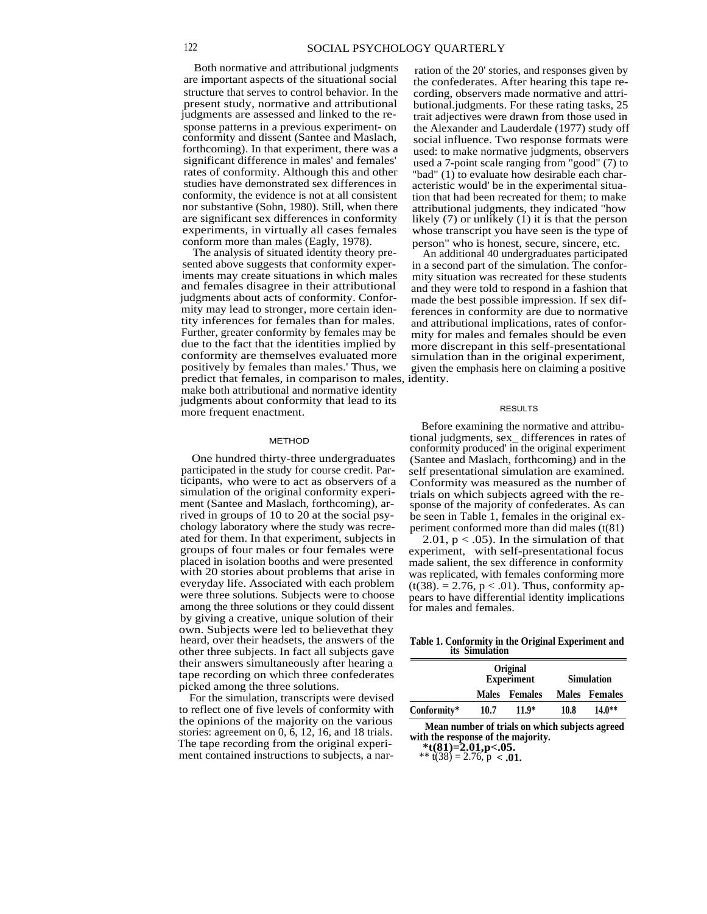Both normative and attributional judgments are important aspects of the situational social structure that serves to control behavior. In the present study, normative and attributional judgments are assessed and linked to the response patterns in a previous experiment- on conformity and dissent (Santee and Maslach, forthcoming). In that experiment, there was a significant difference in males' and females' rates of conformity. Although this and other studies have demonstrated sex differences in conformity, the evidence is not at all consistent nor substantive (Sohn, 1980). Still, when there are significant sex differences in conformity experiments, in virtually all cases females conform more than males (Eagly, 1978).

The analysis of situated identity theory presented above suggests that conformity experiments may create situations in which males and females disagree in their attributional judgments about acts of conformity. Conformity may lead to stronger, more certain identity inferences for females than for males. Further, greater conformity by females may be due to the fact that the identities implied by conformity are themselves evaluated more positively by females than males.' Thus, we predict that females, in comparison to males, make both attributional and normative identity judgments about conformity that lead to its more frequent enactment.

## METHOD

One hundred thirty-three undergraduates participated in the study for course credit. Participants, who were to act as observers of a simulation of the original conformity experiment (Santee and Maslach, forthcoming), arrived in groups of 10 to 20 at the social psychology laboratory where the study was recreated for them. In that experiment, subjects in groups of four males or four females were placed in isolation booths and were presented with 20 stories about problems that arise in everyday life. Associated with each problem were three solutions. Subjects were to choose among the three solutions or they could dissent by giving a creative, unique solution of their own. Subjects were led to believethat they heard, over their headsets, the answers of the other three subjects. In fact all subjects gave their answers simultaneously after hearing a tape recording on which three confederates picked among the three solutions.

For the simulation, transcripts were devised to reflect one of five levels of conformity with the opinions of the majority on the various stories: agreement on 0, 6, 12, 16, and 18 trials. The tape recording from the original experiment contained instructions to subjects, a narration of the 20' stories, and responses given by the confederates. After hearing this tape recording, observers made normative and attributional.judgments. For these rating tasks, 25 trait adjectives were drawn from those used in the Alexander and Lauderdale (1977) study off social influence. Two response formats were used: to make normative judgments, observers used a 7-point scale ranging from "good" (7) to "bad" (1) to evaluate how desirable each characteristic would' be in the experimental situation that had been recreated for them; to make attributional judgments, they indicated "how likely (7) or unlikely (1) it is that the person whose transcript you have seen is the type of person" who is honest, secure, sincere, etc.

An additional 40 undergraduates participated in a second part of the simulation. The conformity situation was recreated for these students and they were told to respond in a fashion that made the best possible impression. If sex differences in conformity are due to normative and attributional implications, rates of conformity for males and females should be even more discrepant in this self-presentational simulation than in the original experiment, given the emphasis here on claiming a positive identity.

## RESULTS

Before examining the normative and attributional judgments, sex_ differences in rates of conformity produced' in the original experiment (Santee and Maslach, forthcoming) and in the self presentational simulation are examined. Conformity was measured as the number of trials on which subjects agreed with the response of the majority of confederates. As can be seen in Table 1, females in the original experiment conformed more than did males ($t(81)$ 2.01, $p < .05$). In the simulation of that experiment, with self-presentational focus made salient, the sex difference in conformity was replicated, with females conforming more ($t(38). = 2.76$, $p < .01$). Thus, conformity appears to have differential identity implications for males and females.

**Table 1. Conformity in the Original Experiment and its Simulation**

| | Original Experiment | | Simulation | |
|---|---|---|---|---|
| | **Males** | **Females** | **Males** | **Females** |
| **Conformity*** | **10.7** | **11.9*** | **10.8** | **14.0**** |

**Mean number of trials on which subjects agreed with the response of the majority.**

**\*t(81)=2.01,p<.05.**

** t(38) = 2.76, p **< .01.**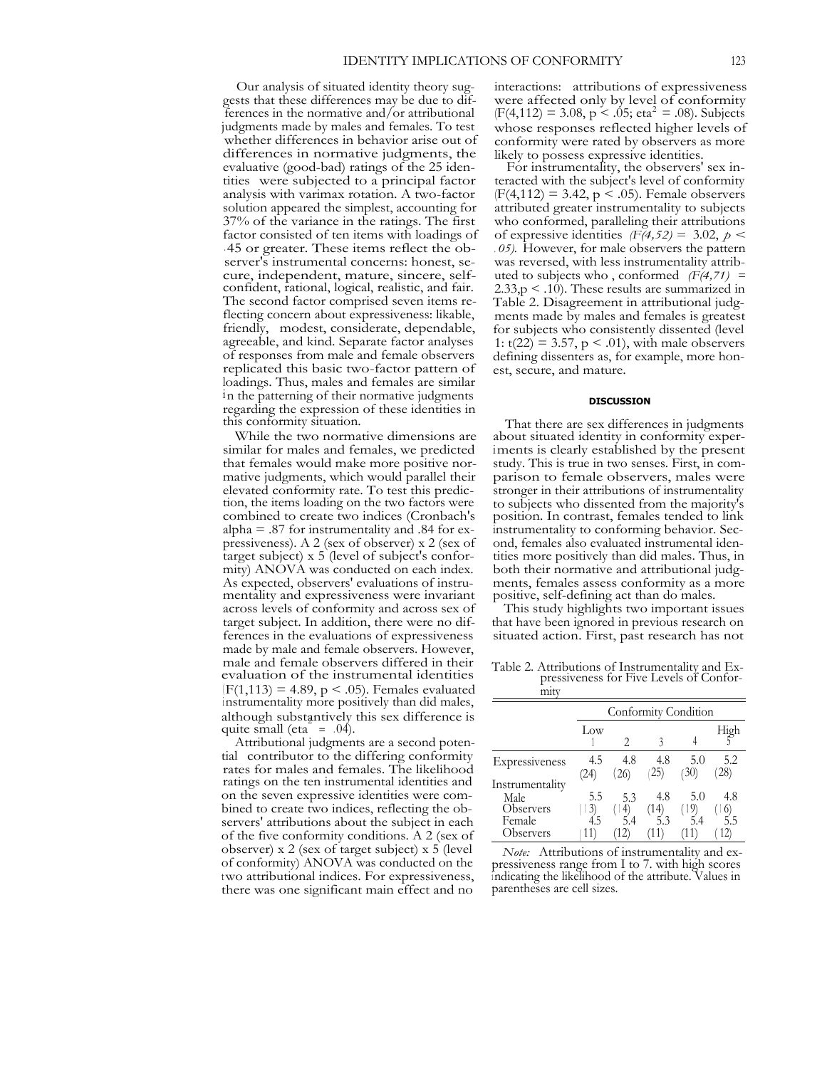Our analysis of situated identity theory suggests that these differences may be due to differences in the normative and/or attributional judgments made by males and females. To test whether differences in behavior arise out of differences in normative judgments, the evaluative (good-bad) ratings of the 25 identities were subjected to a principal factor analysis with varimax rotation. A two-factor solution appeared the simplest, accounting for 37% of the variance in the ratings. The first factor consisted of ten items with loadings of .45 or greater. These items reflect the observer's instrumental concerns: honest, secure, independent, mature, sincere, self-confident, rational, logical, realistic, and fair. The second factor comprised seven items reflecting concern about expressiveness: likable, friendly, modest, considerate, dependable, agreeable, and kind. Separate factor analyses of responses from male and female observers replicated this basic two-factor pattern of loadings. Thus, males and females are similar in the patterning of their normative judgments regarding the expression of these identities in this conformity situation.

While the two normative dimensions are similar for males and females, we predicted that females would make more positive normative judgments, which would parallel their elevated conformity rate. To test this prediction, the items loading on the two factors were combined to create two indices (Cronbach's alpha = .87 for instrumentality and .84 for expressiveness). A 2 (sex of observer) x 2 (sex of target subject) x 5 (level of subject's conformity) ANOVA was conducted on each index. As expected, observers' evaluations of instrumentality and expressiveness were invariant across levels of conformity and across sex of target subject. In addition, there were no differences in the evaluations of expressiveness made by male and female observers. However, male and female observers differed in their evaluation of the instrumental identities ($F(1,113) = 4.89$, $p < .05$). Females evaluated instrumentality more positively than did males, although substantively this sex difference is quite small ($eta^2 = .04$).

Attributional judgments are a second potential contributor to the differing conformity rates for males and females. The likelihood ratings on the ten instrumental identities and on the seven expressive identities were combined to create two indices, reflecting the observers' attributions about the subject in each of the five conformity conditions. A 2 (sex of observer) x 2 (sex of target subject) x 5 (level of conformity) ANOVA was conducted on the two attributional indices. For expressiveness, there was one significant main effect and no interactions: attributions of expressiveness were affected only by level of conformity ($F(4,112) = 3.08$, $p < .05$; $eta^2 = .08$). Subjects whose responses reflected higher levels of conformity were rated by observers as more likely to possess expressive identities.

For instrumentality, the observers' sex interacted with the subject's level of conformity ($F(4,112) = 3.42$, $p < .05$). Female observers attributed greater instrumentality to subjects who conformed, paralleling their attributions of expressive identities ($F(4,52) = 3.02$, $p < .05$). However, for male observers the pattern was reversed, with less instrumentality attributed to subjects who conformed ($F(4,71) = 2.33$, $p < .10$). These results are summarized in Table 2. Disagreement in attributional judgments made by males and females is greatest for subjects who consistently dissented (level 1: $t(22) = 3.57$, $p < .01$), with male observers defining dissenters as, for example, more honest, secure, and mature.

## DISCUSSION

That there are sex differences in judgments about situated identity in conformity experiments is clearly established by the present study. This is true in two senses. First, in comparison to female observers, males were stronger in their attributions of instrumentality to subjects who dissented from the majority's position. In contrast, females tended to link instrumentality to conforming behavior. Second, females also evaluated instrumental identities more positively than did males. Thus, in both their normative and attributional judgments, females assess conformity as a more positive, self-defining act than do males.

This study highlights two important issues that have been ignored in previous research on situated action. First, past research has not

Table 2. Attributions of Instrumentality and Expressiveness for Five Levels of Conformity

| | Conformity Condition | | | | |
|---|---|---|---|---|---|
| | Low 1 | 2 | 3 | 4 | High 5 |
| Expressiveness | 4.5 (24) | 4.8 (26) | 4.8 (25) | 5.0 (30) | 5.2 (28) |
| Instrumentality | | | | | |
| Male Observers | 5.5 (13) | 5.3 (14) | 4.8 (14) | 5.0 (19) | 4.8 (16) |
| Female Observers | 4.5 (11) | 5.4 (12) | 5.3 (11) | 5.4 (11) | 5.5 (12) |

*Note:* Attributions of instrumentality and expressiveness range from 1 to 7, with high scores indicating the likelihood of the attribute. Values in parentheses are cell sizes.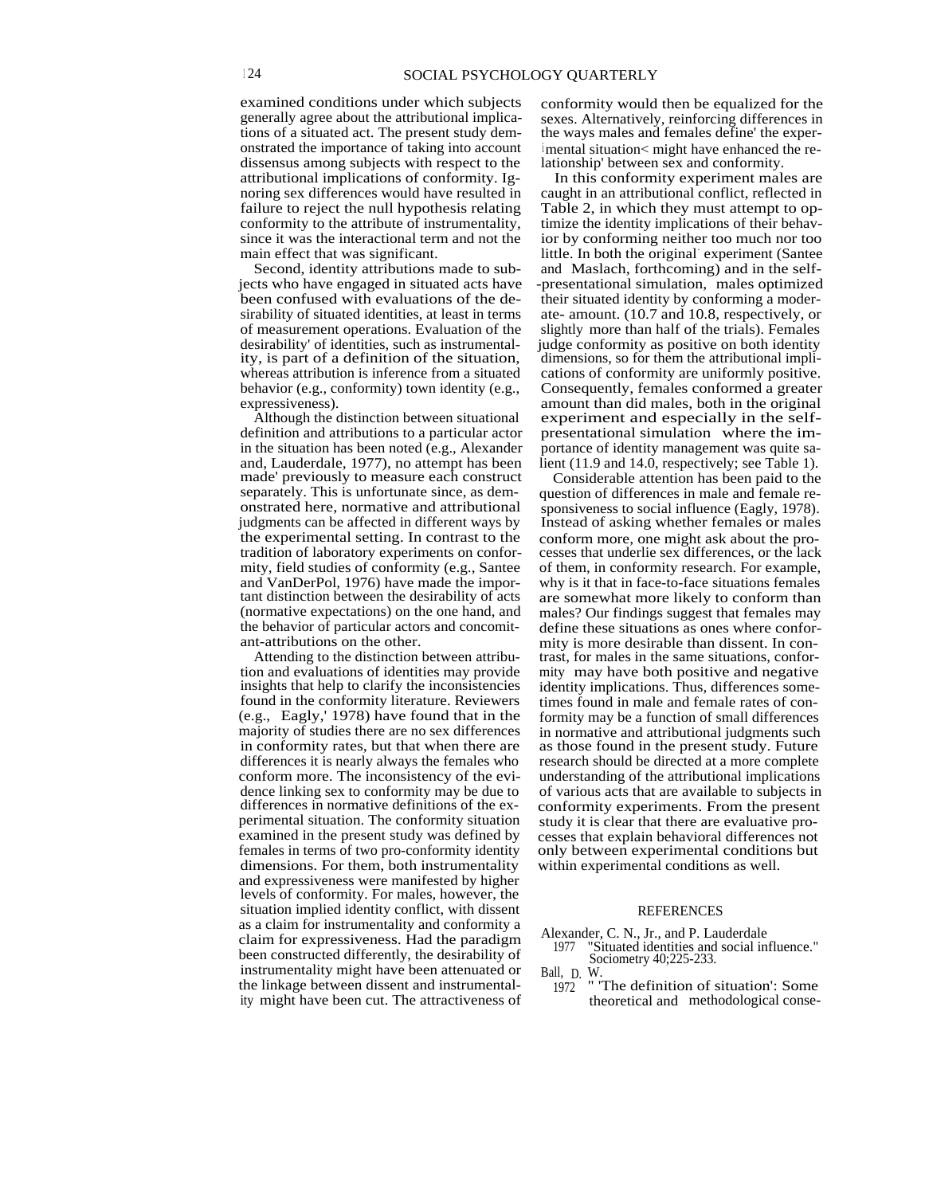examined conditions under which subjects generally agree about the attributional implications of a situated act. The present study demonstrated the importance of taking into account dissensus among subjects with respect to the attributional implications of conformity. Ignoring sex differences would have resulted in failure to reject the null hypothesis relating conformity to the attribute of instrumentality, since it was the interactional term and not the main effect that was significant.

Second, identity attributions made to subjects who have engaged in situated acts have been confused with evaluations of the desirability of situated identities, at least in terms of measurement operations. Evaluation of the desirability' of identities, such as instrumentality, is part of a definition of the situation, whereas attribution is inference from a situated behavior (e.g., conformity) town identity (e.g., expressiveness).

Although the distinction between situational definition and attributions to a particular actor in the situation has been noted (e.g., Alexander and, Lauderdale, 1977), no attempt has been made' previously to measure each construct separately. This is unfortunate since, as demonstrated here, normative and attributional judgments can be affected in different ways by the experimental setting. In contrast to the tradition of laboratory experiments on conformity, field studies of conformity (e.g., Santee and VanDerPol, 1976) have made the important distinction between the desirability of acts (normative expectations) on the one hand, and the behavior of particular actors and concomitant-attributions on the other.

Attending to the distinction between attribution and evaluations of identities may provide insights that help to clarify the inconsistencies found in the conformity literature. Reviewers (e.g., Eagly,' 1978) have found that in the majority of studies there are no sex differences in conformity rates, but that when there are differences it is nearly always the females who conform more. The inconsistency of the evidence linking sex to conformity may be due to differences in normative definitions of the experimental situation. The conformity situation examined in the present study was defined by females in terms of two pro-conformity identity dimensions. For them, both instrumentality and expressiveness were manifested by higher levels of conformity. For males, however, the situation implied identity conflict, with dissent as a claim for instrumentality and conformity a claim for expressiveness. Had the paradigm been constructed differently, the desirability of instrumentality might have been attenuated or the linkage between dissent and instrumentality might have been cut. The attractiveness of conformity would then be equalized for the sexes. Alternatively, reinforcing differences in the ways males and females define' the experimental situation< might have enhanced the relationship' between sex and conformity.

In this conformity experiment males are caught in an attributional conflict, reflected in Table 2, in which they must attempt to optimize the identity implications of their behavior by conforming neither too much nor too little. In both the original experiment (Santee and Maslach, forthcoming) and in the self-presentational simulation, males optimized their situated identity by conforming a moderate- amount. (10.7 and 10.8, respectively, or slightly more than half of the trials). Females judge conformity as positive on both identity dimensions, so for them the attributional implications of conformity are uniformly positive. Consequently, females conformed a greater amount than did males, both in the original experiment and especially in the self-presentational simulation where the importance of identity management was quite salient (11.9 and 14.0, respectively; see Table 1).

Considerable attention has been paid to the question of differences in male and female responsiveness to social influence (Eagly, 1978). Instead of asking whether females or males conform more, one might ask about the processes that underlie sex differences, or the lack of them, in conformity research. For example, why is it that in face-to-face situations females are somewhat more likely to conform than males? Our findings suggest that females may define these situations as ones where conformity is more desirable than dissent. In contrast, for males in the same situations, conformity may have both positive and negative identity implications. Thus, differences sometimes found in male and female rates of conformity may be a function of small differences in normative and attributional judgments such as those found in the present study. Future research should be directed at a more complete understanding of the attributional implications of various acts that are available to subjects in conformity experiments. From the present study it is clear that there are evaluative processes that explain behavioral differences not only between experimental conditions but within experimental conditions as well.

## REFERENCES

Alexander, C. N., Jr., and P. Lauderdale
1977 "Situated identities and social influence." Sociometry 40;225-233.

Ball, D. W.
1972 " 'The definition of situation': Some theoretical and methodological conse-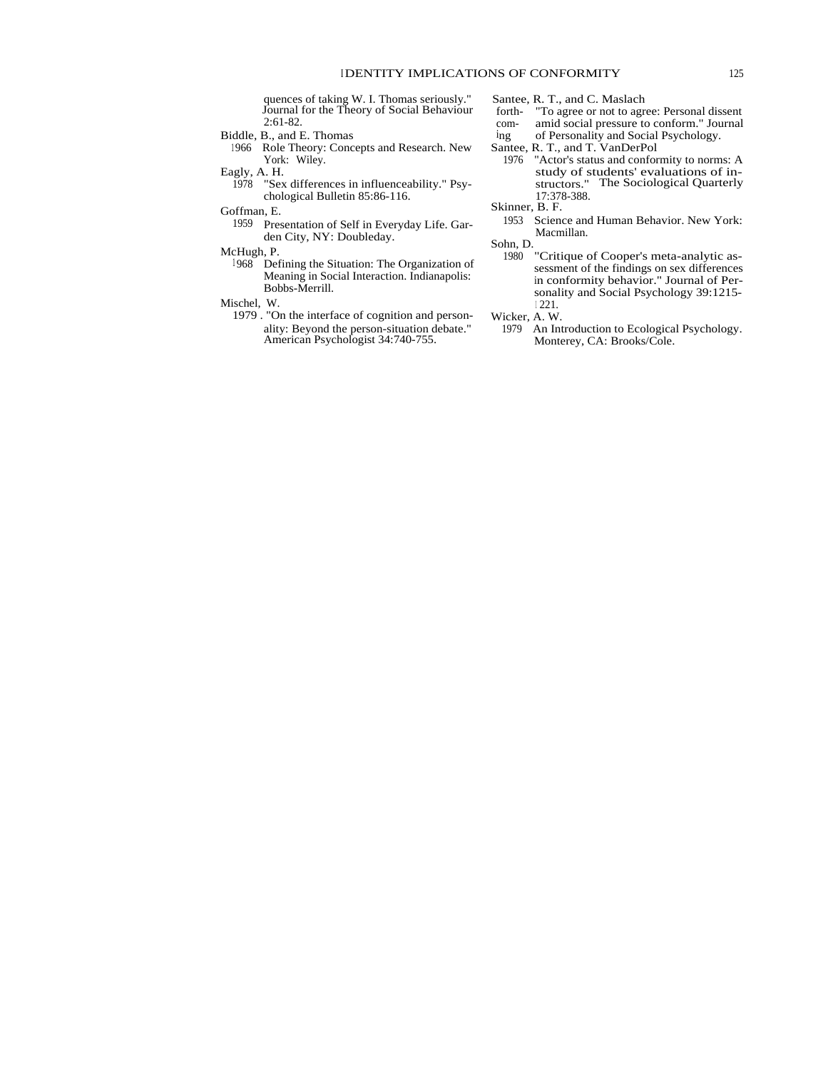quences of taking W. I. Thomas seriously." Journal for the Theory of Social Behaviour 2:61-82.

Biddle, B., and E. Thomas
1966 Role Theory: Concepts and Research. New York: Wiley.

Eagly, A. H.
1978 "Sex differences in influenceability." Psychological Bulletin 85:86-116.

Goffman, E.
1959 Presentation of Self in Everyday Life. Garden City, NY: Doubleday.

McHugh, P.
1968 Defining the Situation: The Organization of Meaning in Social Interaction. Indianapolis: Bobbs-Merrill.

Mischel, W.
1979 . "On the interface of cognition and personality: Beyond the person-situation debate." American Psychologist 34:740-755.

Santee, R. T., and C. Maslach
forthcoming "To agree or not to agree: Personal dissent amid social pressure to conform." Journal of Personality and Social Psychology.

Santee, R. T., and T. VanDerPol
1976 "Actor's status and conformity to norms: A study of students' evaluations of instructors." The Sociological Quarterly 17:378-388.

Skinner, B. F.
1953 Science and Human Behavior. New York: Macmillan.

Sohn, D.
1980 "Critique of Cooper's meta-analytic assessment of the findings on sex differences in conformity behavior." Journal of Personality and Social Psychology 39:1215-1221.

Wicker, A. W.
1979 An Introduction to Ecological Psychology. Monterey, CA: Brooks/Cole.